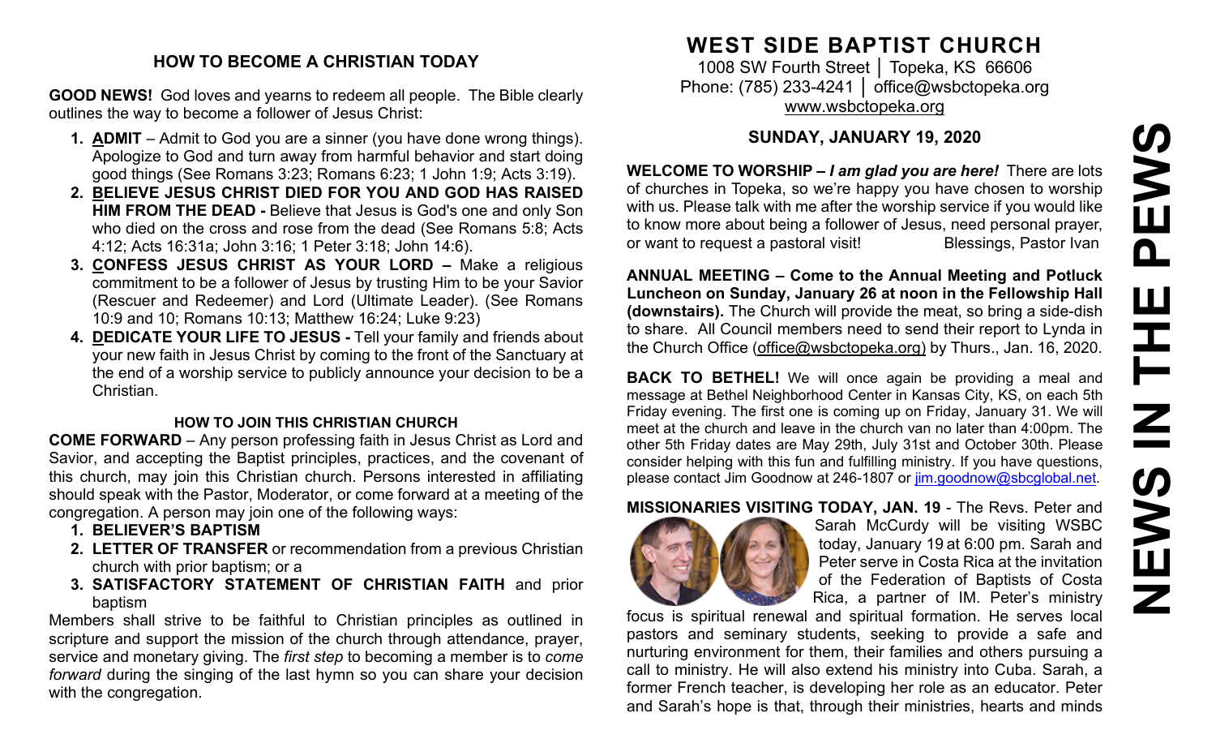## HOW TO BECOME A CHRISTIAN TODAY

**GOOD NEWS!** God loves and yearns to redeem all people. The Bible clearly outlines the way to become a follower of Jesus Christ:

1. **ADMIT** – Admit to God you are a sinner (you have done wrong things). Apologize to God and turn away from harmful behavior and start doing good things (See Romans 3:23; Romans 6:23; 1 John 1:9; Acts 3:19).
2. **BELIEVE JESUS CHRIST DIED FOR YOU AND GOD HAS RAISED HIM FROM THE DEAD -** Believe that Jesus is God's one and only Son who died on the cross and rose from the dead (See Romans 5:8; Acts 4:12; Acts 16:31a; John 3:16; 1 Peter 3:18; John 14:6).
3. **CONFESS JESUS CHRIST AS YOUR LORD –** Make a religious commitment to be a follower of Jesus by trusting Him to be your Savior (Rescuer and Redeemer) and Lord (Ultimate Leader). (See Romans 10:9 and 10; Romans 10:13; Matthew 16:24; Luke 9:23)
4. **DEDICATE YOUR LIFE TO JESUS -** Tell your family and friends about your new faith in Jesus Christ by coming to the front of the Sanctuary at the end of a worship service to publicly announce your decision to be a Christian.

### HOW TO JOIN THIS CHRISTIAN CHURCH

**COME FORWARD** – Any person professing faith in Jesus Christ as Lord and Savior, and accepting the Baptist principles, practices, and the covenant of this church, may join this Christian church. Persons interested in affiliating should speak with the Pastor, Moderator, or come forward at a meeting of the congregation. A person may join one of the following ways:

1. **BELIEVER'S BAPTISM**
2. **LETTER OF TRANSFER** or recommendation from a previous Christian church with prior baptism; or a
3. **SATISFACTORY STATEMENT OF CHRISTIAN FAITH** and prior baptism

Members shall strive to be faithful to Christian principles as outlined in scripture and support the mission of the church through attendance, prayer, service and monetary giving. The *first step* to becoming a member is to *come forward* during the singing of the last hymn so you can share your decision with the congregation.

# WEST SIDE BAPTIST CHURCH

1008 SW Fourth Street │ Topeka, KS 66606
Phone: (785) 233-4241 │ office@wsbctopeka.org
www.wsbctopeka.org

## SUNDAY, JANUARY 19, 2020

# NEWS IN THE PEWS

**WELCOME TO WORSHIP –** ***I am glad you are here!*** There are lots of churches in Topeka, so we're happy you have chosen to worship with us. Please talk with me after the worship service if you would like to know more about being a follower of Jesus, need personal prayer, or want to request a pastoral visit! Blessings, Pastor Ivan

**ANNUAL MEETING – Come to the Annual Meeting and Potluck Luncheon on Sunday, January 26 at noon in the Fellowship Hall (downstairs).** The Church will provide the meat, so bring a side-dish to share. All Council members need to send their report to Lynda in the Church Office (office@wsbctopeka.org) by Thurs., Jan. 16, 2020.

**BACK TO BETHEL!** We will once again be providing a meal and message at Bethel Neighborhood Center in Kansas City, KS, on each 5th Friday evening. The first one is coming up on Friday, January 31. We will meet at the church and leave in the church van no later than 4:00pm. The other 5th Friday dates are May 29th, July 31st and October 30th. Please consider helping with this fun and fulfilling ministry. If you have questions, please contact Jim Goodnow at 246-1807 or jim.goodnow@sbcglobal.net.

**MISSIONARIES VISITING TODAY, JAN. 19** - The Revs. Peter and Sarah McCurdy will be visiting WSBC today, January 19 at 6:00 pm. Sarah and Peter serve in Costa Rica at the invitation of the Federation of Baptists of Costa Rica, a partner of IM. Peter's ministry focus is spiritual renewal and spiritual formation. He serves local pastors and seminary students, seeking to provide a safe and nurturing environment for them, their families and others pursuing a call to ministry. He will also extend his ministry into Cuba. Sarah, a former French teacher, is developing her role as an educator. Peter and Sarah's hope is that, through their ministries, hearts and minds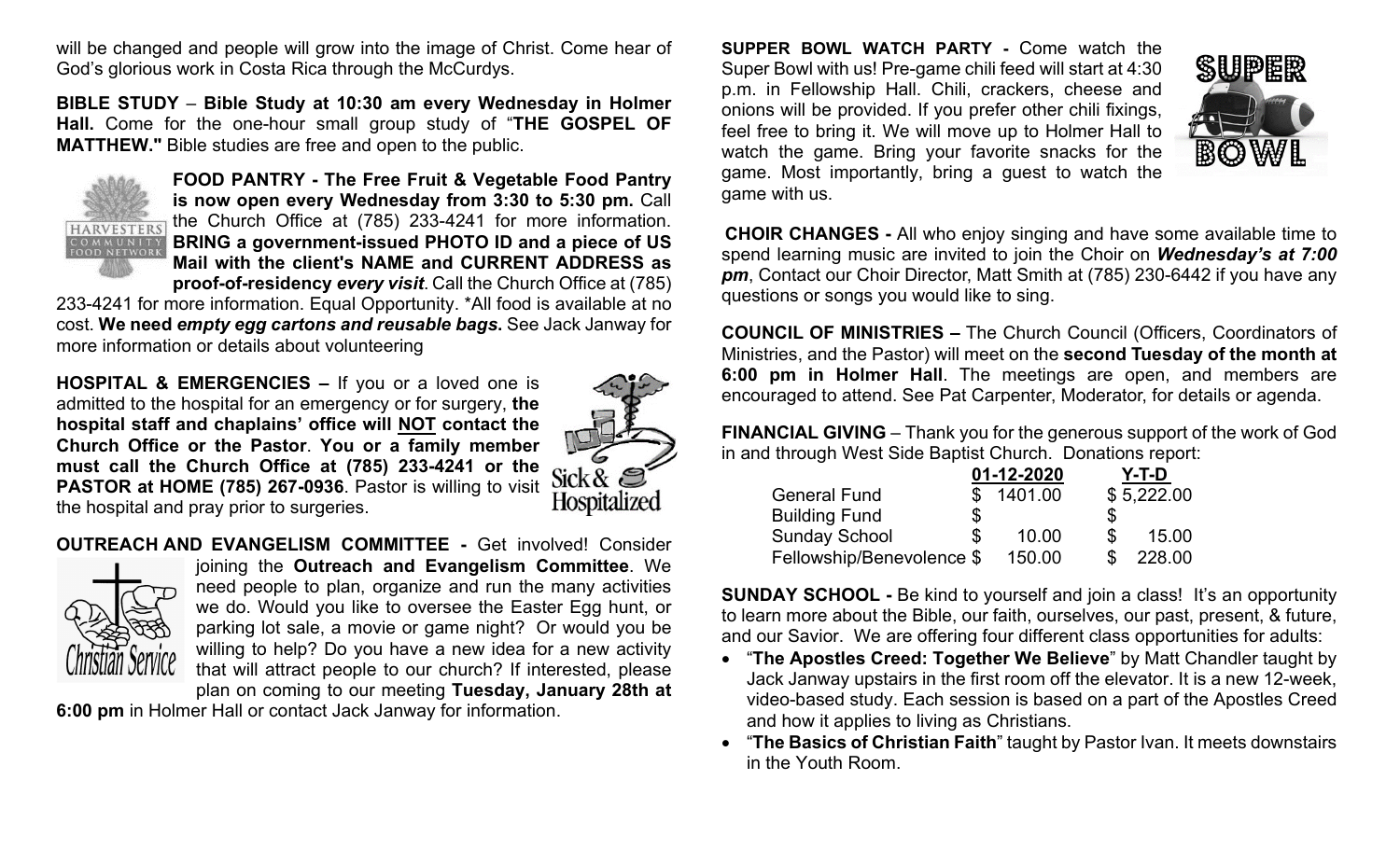will be changed and people will grow into the image of Christ. Come hear of God's glorious work in Costa Rica through the McCurdys.

**BIBLE STUDY** – **Bible Study at 10:30 am every Wednesday in Holmer Hall.** Come for the one-hour small group study of "**THE GOSPEL OF MATTHEW."** Bible studies are free and open to the public.

**FOOD PANTRY - The Free Fruit & Vegetable Food Pantry is now open every Wednesday from 3:30 to 5:30 pm.** Call the Church Office at (785) 233-4241 for more information. **BRING a government-issued PHOTO ID and a piece of US Mail with the client's NAME and CURRENT ADDRESS as proof-of-residency *every visit*.** Call the Church Office at (785) 233-4241 for more information. Equal Opportunity. *All food is available at no cost. **We need *empty egg cartons and reusable bags.*** See Jack Janway for more information or details about volunteering

**HOSPITAL & EMERGENCIES –** If you or a loved one is admitted to the hospital for an emergency or for surgery, **the hospital staff and chaplains' office will <u>NOT</u> contact the Church Office or the Pastor**. **You or a family member must call the Church Office at (785) 233-4241 or the PASTOR at HOME (785) 267-0936**. Pastor is willing to visit the hospital and pray prior to surgeries.

**OUTREACH AND EVANGELISM COMMITTEE -** Get involved! Consider joining the **Outreach and Evangelism Committee**. We need people to plan, organize and run the many activities we do. Would you like to oversee the Easter Egg hunt, or parking lot sale, a movie or game night? Or would you be willing to help? Do you have a new idea for a new activity that will attract people to our church? If interested, please plan on coming to our meeting **Tuesday, January 28th at 6:00 pm** in Holmer Hall or contact Jack Janway for information.

**SUPPER BOWL WATCH PARTY -** Come watch the Super Bowl with us! Pre-game chili feed will start at 4:30 p.m. in Fellowship Hall. Chili, crackers, cheese and onions will be provided. If you prefer other chili fixings, feel free to bring it. We will move up to Holmer Hall to watch the game. Bring your favorite snacks for the game. Most importantly, bring a guest to watch the game with us.

**CHOIR CHANGES -** All who enjoy singing and have some available time to spend learning music are invited to join the Choir on ***Wednesday's at 7:00 pm***, Contact our Choir Director, Matt Smith at (785) 230-6442 if you have any questions or songs you would like to sing.

**COUNCIL OF MINISTRIES –** The Church Council (Officers, Coordinators of Ministries, and the Pastor) will meet on the **second Tuesday of the month at 6:00 pm in Holmer Hall**. The meetings are open, and members are encouraged to attend. See Pat Carpenter, Moderator, for details or agenda.

**FINANCIAL GIVING** – Thank you for the generous support of the work of God in and through West Side Baptist Church. Donations report:

| | 01-12-2020 | Y-T-D |
|---|---|---|
| General Fund | $ 1401.00 | $ 5,222.00 |
| Building Fund | $ | $ |
| Sunday School | $ 10.00 | $ 15.00 |
| Fellowship/Benevolence | $ 150.00 | $ 228.00 |

**SUNDAY SCHOOL -** Be kind to yourself and join a class! It's an opportunity to learn more about the Bible, our faith, ourselves, our past, present, & future, and our Savior. We are offering four different class opportunities for adults:

- "**The Apostles Creed: Together We Believe**" by Matt Chandler taught by Jack Janway upstairs in the first room off the elevator. It is a new 12-week, video-based study. Each session is based on a part of the Apostles Creed and how it applies to living as Christians.
- "**The Basics of Christian Faith**" taught by Pastor Ivan. It meets downstairs in the Youth Room.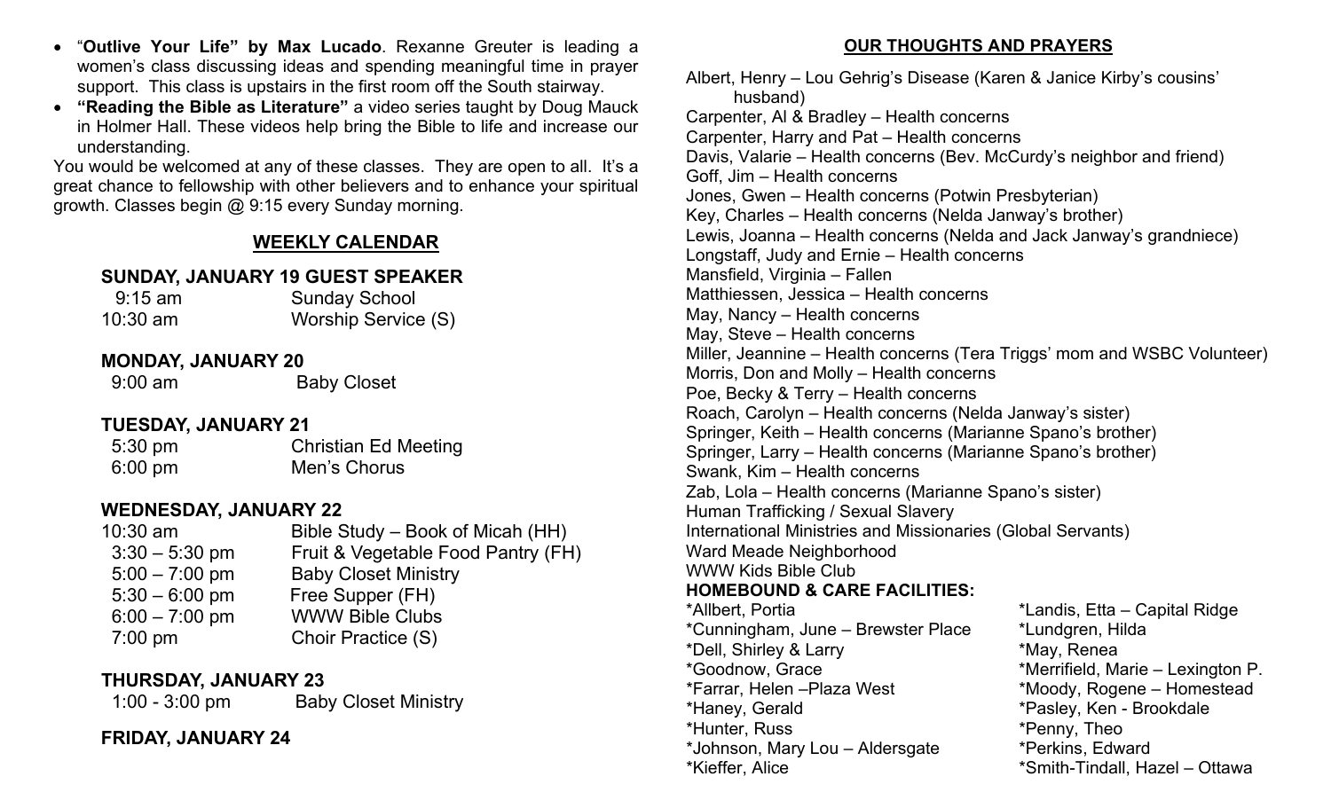- "**Outlive Your Life" by Max Lucado**. Rexanne Greuter is leading a women's class discussing ideas and spending meaningful time in prayer support. This class is upstairs in the first room off the South stairway.
- **"Reading the Bible as Literature"** a video series taught by Doug Mauck in Holmer Hall. These videos help bring the Bible to life and increase our understanding.

You would be welcomed at any of these classes. They are open to all. It's a great chance to fellowship with other believers and to enhance your spiritual growth. Classes begin @ 9:15 every Sunday morning.

## WEEKLY CALENDAR

### SUNDAY, JANUARY 19 GUEST SPEAKER

| | |
|---|---|
| 9:15 am | Sunday School |
| 10:30 am | Worship Service (S) |

### MONDAY, JANUARY 20

| | |
|---|---|
| 9:00 am | Baby Closet |

### TUESDAY, JANUARY 21

| | |
|---|---|
| 5:30 pm | Christian Ed Meeting |
| 6:00 pm | Men's Chorus |

### WEDNESDAY, JANUARY 22

| | |
|---|---|
| 10:30 am | Bible Study – Book of Micah (HH) |
| 3:30 – 5:30 pm | Fruit & Vegetable Food Pantry (FH) |
| 5:00 – 7:00 pm | Baby Closet Ministry |
| 5:30 – 6:00 pm | Free Supper (FH) |
| 6:00 – 7:00 pm | WWW Bible Clubs |
| 7:00 pm | Choir Practice (S) |

### THURSDAY, JANUARY 23

| | |
|---|---|
| 1:00 - 3:00 pm | Baby Closet Ministry |

### FRIDAY, JANUARY 24

## OUR THOUGHTS AND PRAYERS

Albert, Henry – Lou Gehrig's Disease (Karen & Janice Kirby's cousins' husband)
Carpenter, Al & Bradley – Health concerns
Carpenter, Harry and Pat – Health concerns
Davis, Valarie – Health concerns (Bev. McCurdy's neighbor and friend)
Goff, Jim – Health concerns
Jones, Gwen – Health concerns (Potwin Presbyterian)
Key, Charles – Health concerns (Nelda Janway's brother)
Lewis, Joanna – Health concerns (Nelda and Jack Janway's grandniece)
Longstaff, Judy and Ernie – Health concerns
Mansfield, Virginia – Fallen
Matthiessen, Jessica – Health concerns
May, Nancy – Health concerns
May, Steve – Health concerns
Miller, Jeannine – Health concerns (Tera Triggs' mom and WSBC Volunteer)
Morris, Don and Molly – Health concerns
Poe, Becky & Terry – Health concerns
Roach, Carolyn – Health concerns (Nelda Janway's sister)
Springer, Keith – Health concerns (Marianne Spano's brother)
Springer, Larry – Health concerns (Marianne Spano's brother)
Swank, Kim – Health concerns
Zab, Lola – Health concerns (Marianne Spano's sister)
Human Trafficking / Sexual Slavery
International Ministries and Missionaries (Global Servants)
Ward Meade Neighborhood
WWW Kids Bible Club

**HOMEBOUND & CARE FACILITIES:**

*Allbert, Portia
*Cunningham, June – Brewster Place
*Dell, Shirley & Larry
*Goodnow, Grace
*Farrar, Helen –Plaza West
*Haney, Gerald
*Hunter, Russ
*Johnson, Mary Lou – Aldersgate
*Kieffer, Alice
*Landis, Etta – Capital Ridge
*Lundgren, Hilda
*May, Renea
*Merrifield, Marie – Lexington P.
*Moody, Rogene – Homestead
*Pasley, Ken - Brookdale
*Penny, Theo
*Perkins, Edward
*Smith-Tindall, Hazel – Ottawa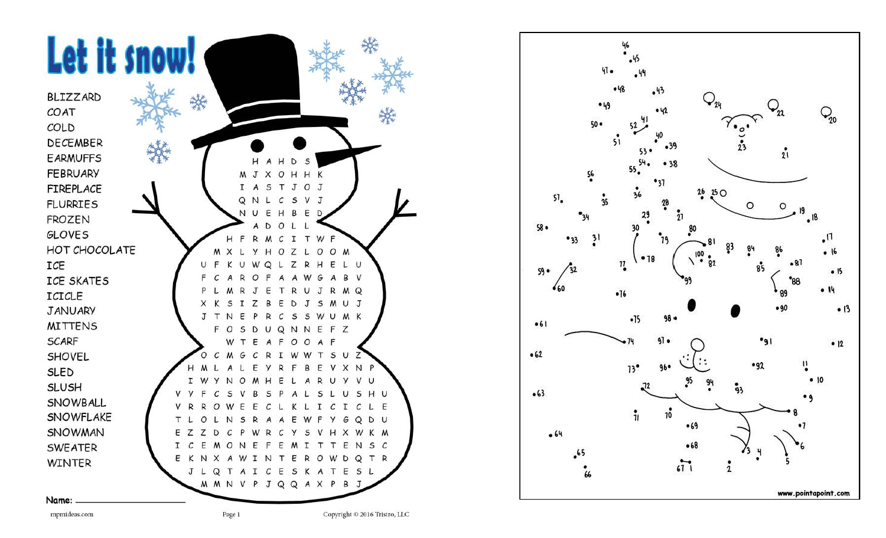# Let it snow!

- BLIZZARD
- COAT
- COLD
- DECEMBER
- EARMUFFS
- FEBRUARY
- FIREPLACE
- FLURRIES
- FROZEN
- GLOVES
- HOT CHOCOLATE
- ICE
- ICE SKATES
- ICICLE
- JANUARY
- MITTENS
- SCARF
- SHOVEL
- SLED
- SLUSH
- SNOWBALL
- SNOWFLAKE
- SNOWMAN
- SWEATER
- WINTER

```
H A H D S
M J X O H H K
I A S T J O J
Q N L C S V J
N U E H B E D
A D O L L
H F R M C I T W F
M X L Y H O Z L O O M
U F K U W Q L Z R H E L U
F C A R O F A A W G A B V
P L M R J E T R U J R M Q
X K S I Z B E D J S M U J
J T N E P R C S S W U M K
F O S D U Q N N E F Z
W T E A F O O A F
O C M G C R I W W T S U Z
H M L A L E Y R F B E V X N P
I W Y N O M H E L A R U Y V U
V Y F C S V B S P A L S L U S H U
V R R O W E E C L K L I C I C L E
T L O L N S R A A E W F Y G Q D U
E Z Z D C P W R C Y S V H X W K M
I C E M O N E F E M I T T E N S C
E K N X A W I N T E R O W D Q T R
J L Q T A I C E S K A T E S L
M M N V P J Q Q A X P B J
```

Name: ______________________

mpmideas.com

Copyright © 2016 Tristro, LLC

www.pointapoint.com